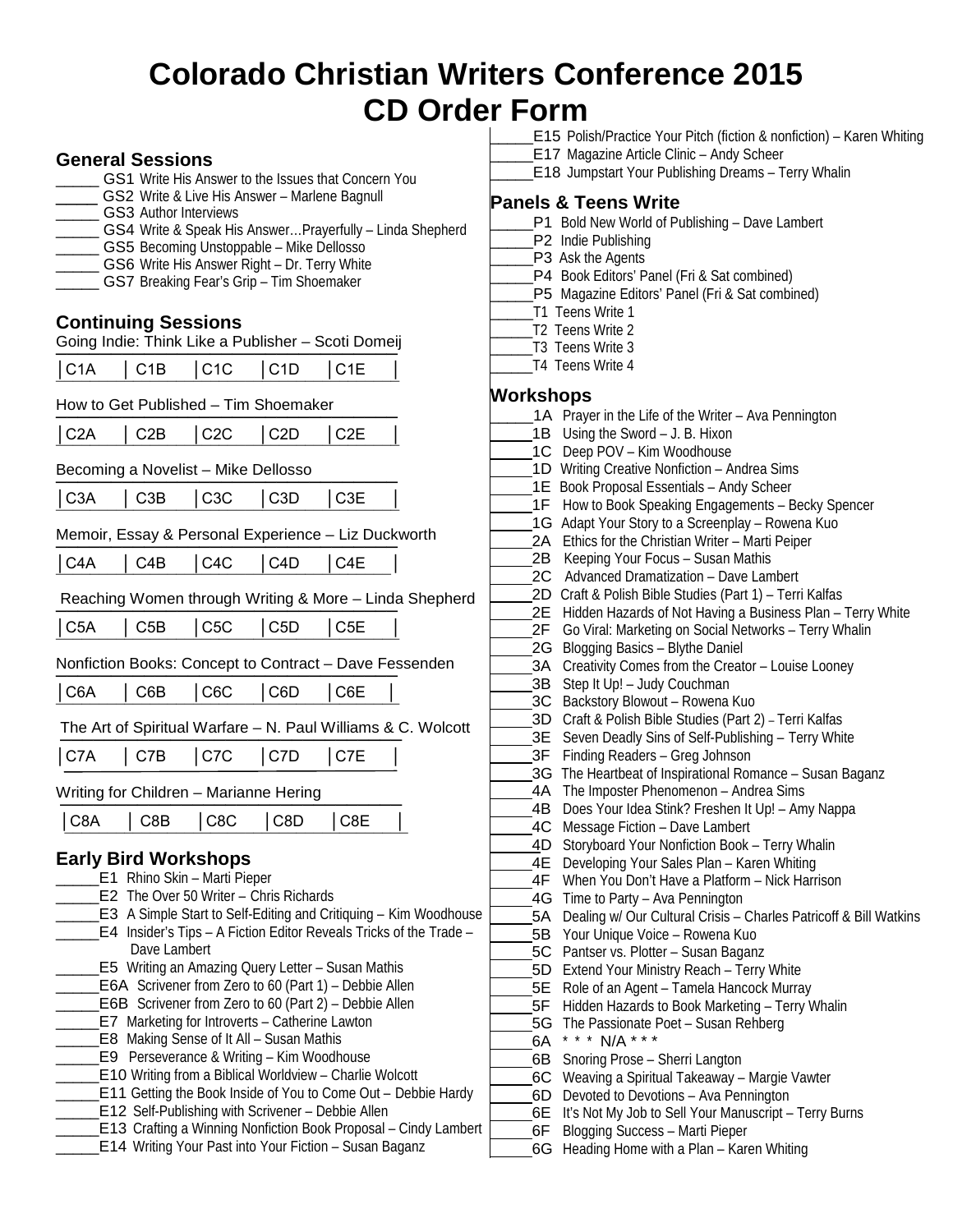# Colorado Christian Writers Conference 2015
# CD Order Form

## General Sessions

_____ GS1 Write His Answer to the Issues that Concern You
_____ GS2 Write & Live His Answer – Marlene Bagnull
_____ GS3 Author Interviews
_____ GS4 Write & Speak His Answer…Prayerfully – Linda Shepherd
_____ GS5 Becoming Unstoppable – Mike Dellosso
_____ GS6 Write His Answer Right – Dr. Terry White
_____ GS7 Breaking Fear's Grip – Tim Shoemaker

## Continuing Sessions

Going Indie: Think Like a Publisher – Scoti Domeij

| C1A | C1B | C1C | C1D | C1E |
|---|---|---|---|---|

How to Get Published – Tim Shoemaker

| C2A | C2B | C2C | C2D | C2E |
|---|---|---|---|---|

Becoming a Novelist – Mike Dellosso

| C3A | C3B | C3C | C3D | C3E |
|---|---|---|---|---|

Memoir, Essay & Personal Experience – Liz Duckworth

| C4A | C4B | C4C | C4D | C4E |
|---|---|---|---|---|

Reaching Women through Writing & More – Linda Shepherd

| C5A | C5B | C5C | C5D | C5E |
|---|---|---|---|---|

Nonfiction Books: Concept to Contract – Dave Fessenden

| C6A | C6B | C6C | C6D | C6E |
|---|---|---|---|---|

The Art of Spiritual Warfare – N. Paul Williams & C. Wolcott

| C7A | C7B | C7C | C7D | C7E |
|---|---|---|---|---|

Writing for Children – Marianne Hering

| C8A | C8B | C8C | C8D | C8E |
|---|---|---|---|---|

## Early Bird Workshops

_____E1 Rhino Skin – Marti Pieper
_____E2 The Over 50 Writer – Chris Richards
_____E3 A Simple Start to Self-Editing and Critiquing – Kim Woodhouse
_____E4 Insider's Tips – A Fiction Editor Reveals Tricks of the Trade – Dave Lambert
_____E5 Writing an Amazing Query Letter – Susan Mathis
_____E6A Scrivener from Zero to 60 (Part 1) – Debbie Allen
_____E6B Scrivener from Zero to 60 (Part 2) – Debbie Allen
_____E7 Marketing for Introverts – Catherine Lawton
_____E8 Making Sense of It All – Susan Mathis
_____E9 Perseverance & Writing – Kim Woodhouse
_____E10 Writing from a Biblical Worldview – Charlie Wolcott
_____E11 Getting the Book Inside of You to Come Out – Debbie Hardy
_____E12 Self-Publishing with Scrivener – Debbie Allen
_____E13 Crafting a Winning Nonfiction Book Proposal – Cindy Lambert
_____E14 Writing Your Past into Your Fiction – Susan Baganz
_____E15 Polish/Practice Your Pitch (fiction & nonfiction) – Karen Whiting
_____E17 Magazine Article Clinic – Andy Scheer
_____E18 Jumpstart Your Publishing Dreams – Terry Whalin

## Panels & Teens Write

_____P1 Bold New World of Publishing – Dave Lambert
_____P2 Indie Publishing
_____P3 Ask the Agents
_____P4 Book Editors' Panel (Fri & Sat combined)
_____P5 Magazine Editors' Panel (Fri & Sat combined)
_____T1 Teens Write 1
_____T2 Teens Write 2
_____T3 Teens Write 3
_____T4 Teens Write 4

## Workshops

_____1A Prayer in the Life of the Writer – Ava Pennington
_____1B Using the Sword – J. B. Hixon
_____1C Deep POV – Kim Woodhouse
_____1D Writing Creative Nonfiction – Andrea Sims
_____1E Book Proposal Essentials – Andy Scheer
_____1F How to Book Speaking Engagements – Becky Spencer
_____1G Adapt Your Story to a Screenplay – Rowena Kuo
_____2A Ethics for the Christian Writer – Marti Peiper
_____2B Keeping Your Focus – Susan Mathis
_____2C Advanced Dramatization – Dave Lambert
_____2D Craft & Polish Bible Studies (Part 1) – Terri Kalfas
_____2E Hidden Hazards of Not Having a Business Plan – Terry White
_____2F Go Viral: Marketing on Social Networks – Terry Whalin
_____2G Blogging Basics – Blythe Daniel
_____3A Creativity Comes from the Creator – Louise Looney
_____3B Step It Up! – Judy Couchman
_____3C Backstory Blowout – Rowena Kuo
_____3D Craft & Polish Bible Studies (Part 2) – Terri Kalfas
_____3E Seven Deadly Sins of Self-Publishing – Terry White
_____3F Finding Readers – Greg Johnson
_____3G The Heartbeat of Inspirational Romance – Susan Baganz
_____4A The Imposter Phenomenon – Andrea Sims
_____4B Does Your Idea Stink? Freshen It Up! – Amy Nappa
_____4C Message Fiction – Dave Lambert
_____4D Storyboard Your Nonfiction Book – Terry Whalin
_____4E Developing Your Sales Plan – Karen Whiting
_____4F When You Don't Have a Platform – Nick Harrison
_____4G Time to Party – Ava Pennington
_____5A Dealing w/ Our Cultural Crisis – Charles Patricoff & Bill Watkins
_____5B Your Unique Voice – Rowena Kuo
_____5C Pantser vs. Plotter – Susan Baganz
_____5D Extend Your Ministry Reach – Terry White
_____5E Role of an Agent – Tamela Hancock Murray
_____5F Hidden Hazards to Book Marketing – Terry Whalin
_____5G The Passionate Poet – Susan Rehberg
_____6A * * * N/A * * *
_____6B Snoring Prose – Sherri Langton
_____6C Weaving a Spiritual Takeaway – Margie Vawter
_____6D Devoted to Devotions – Ava Pennington
_____6E It's Not My Job to Sell Your Manuscript – Terry Burns
_____6F Blogging Success – Marti Pieper
_____6G Heading Home with a Plan – Karen Whiting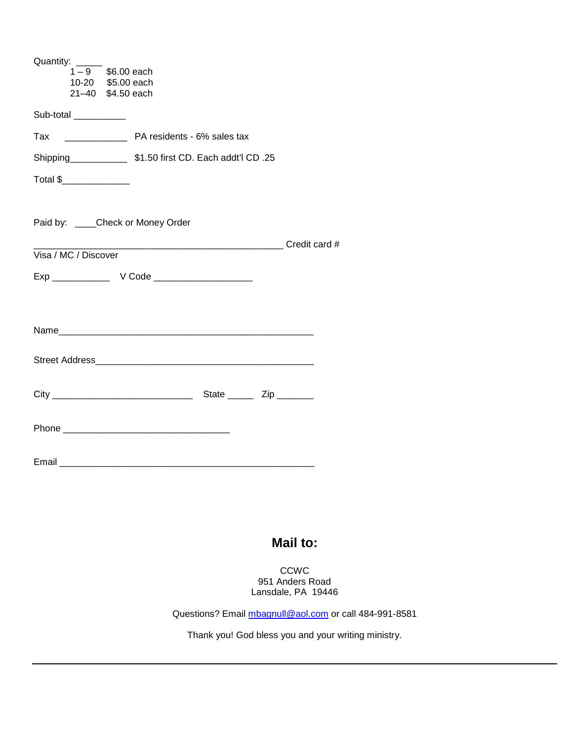Quantity: _____

1 – 9 $6.00 each
10-20 $5.00 each
21–40 $4.50 each

Sub-total __________

Tax ____________ PA residents - 6% sales tax

Shipping___________ $1.50 first CD. Each addt'l CD .25

Total $_____________

Paid by: ____Check or Money Order

__________________________________________________ Credit card #
Visa / MC / Discover

Exp ___________ V Code ___________________

Name__________________________________________________

Street Address___________________________________________

City ___________________________ State _____ Zip _______

Phone ________________________________

Email _________________________________________________

## Mail to:

CCWC
951 Anders Road
Lansdale, PA 19446

Questions? Email mbagnull@aol.com or call 484-991-8581

Thank you! God bless you and your writing ministry.